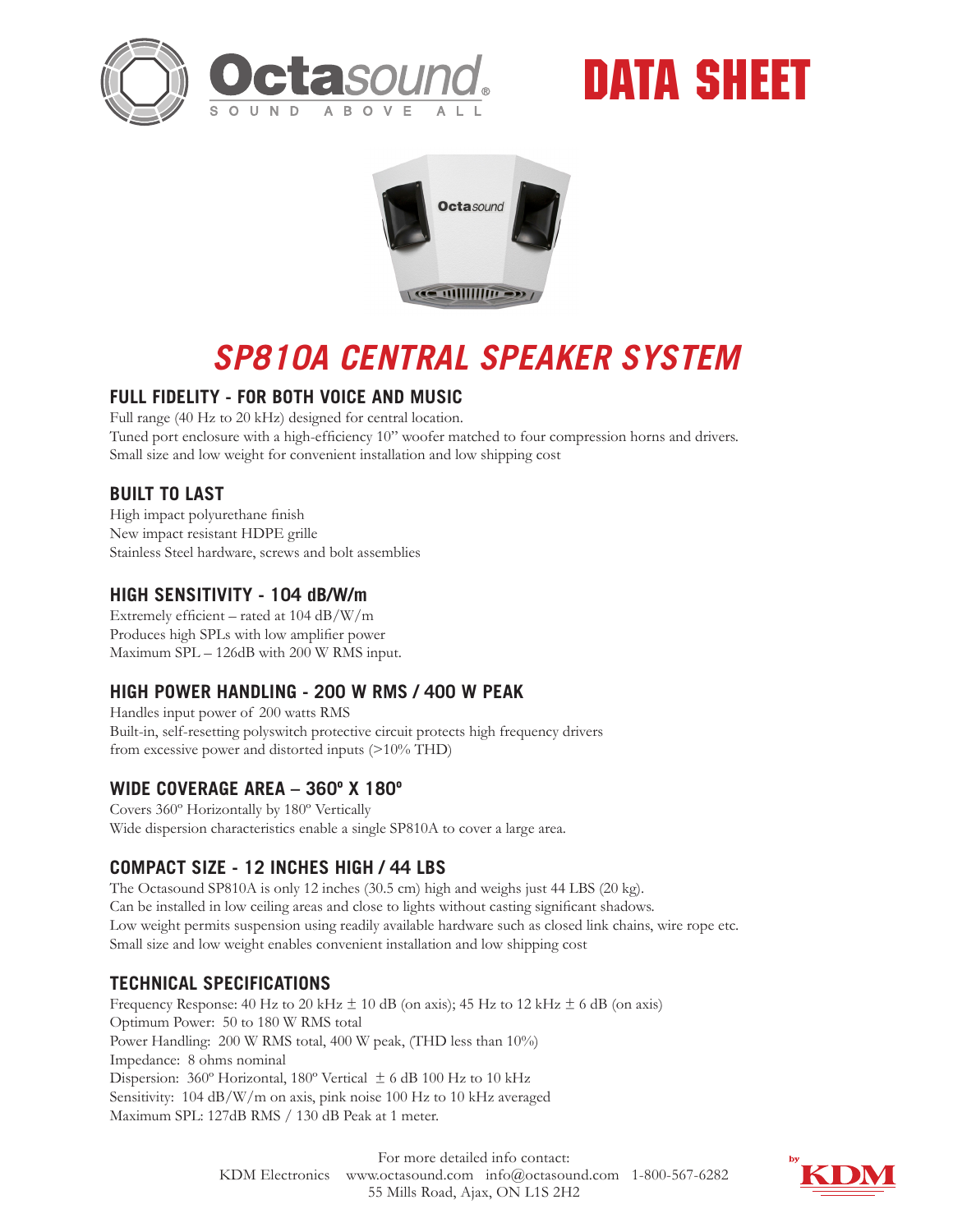# DATA SHEET

## *SP810A CENTRAL SPEAKER SYSTEM*

### FULL FIDELITY - FOR BOTH VOICE AND MUSIC

Full range (40 Hz to 20 kHz) designed for central location.
Tuned port enclosure with a high-efficiency 10" woofer matched to four compression horns and drivers.
Small size and low weight for convenient installation and low shipping cost

### BUILT TO LAST

High impact polyurethane finish
New impact resistant HDPE grille
Stainless Steel hardware, screws and bolt assemblies

### HIGH SENSITIVITY - 104 dB/W/m

Extremely efficient – rated at 104 dB/W/m
Produces high SPLs with low amplifier power
Maximum SPL – 126dB with 200 W RMS input.

### HIGH POWER HANDLING - 200 W RMS / 400 W PEAK

Handles input power of 200 watts RMS
Built-in, self-resetting polyswitch protective circuit protects high frequency drivers from excessive power and distorted inputs (>10% THD)

### WIDE COVERAGE AREA – 360º X 180º

Covers 360º Horizontally by 180º Vertically
Wide dispersion characteristics enable a single SP810A to cover a large area.

### COMPACT SIZE - 12 INCHES HIGH / 44 LBS

The Octasound SP810A is only 12 inches (30.5 cm) high and weighs just 44 LBS (20 kg).
Can be installed in low ceiling areas and close to lights without casting significant shadows.
Low weight permits suspension using readily available hardware such as closed link chains, wire rope etc.
Small size and low weight enables convenient installation and low shipping cost

### TECHNICAL SPECIFICATIONS

Frequency Response: 40 Hz to 20 kHz ± 10 dB (on axis); 45 Hz to 12 kHz ± 6 dB (on axis)
Optimum Power: 50 to 180 W RMS total
Power Handling: 200 W RMS total, 400 W peak, (THD less than 10%)
Impedance: 8 ohms nominal
Dispersion: 360º Horizontal, 180º Vertical ± 6 dB 100 Hz to 10 kHz
Sensitivity: 104 dB/W/m on axis, pink noise 100 Hz to 10 kHz averaged
Maximum SPL: 127dB RMS / 130 dB Peak at 1 meter.

For more detailed info contact:
KDM Electronics www.octasound.com info@octasound.com 1-800-567-6282
55 Mills Road, Ajax, ON L1S 2H2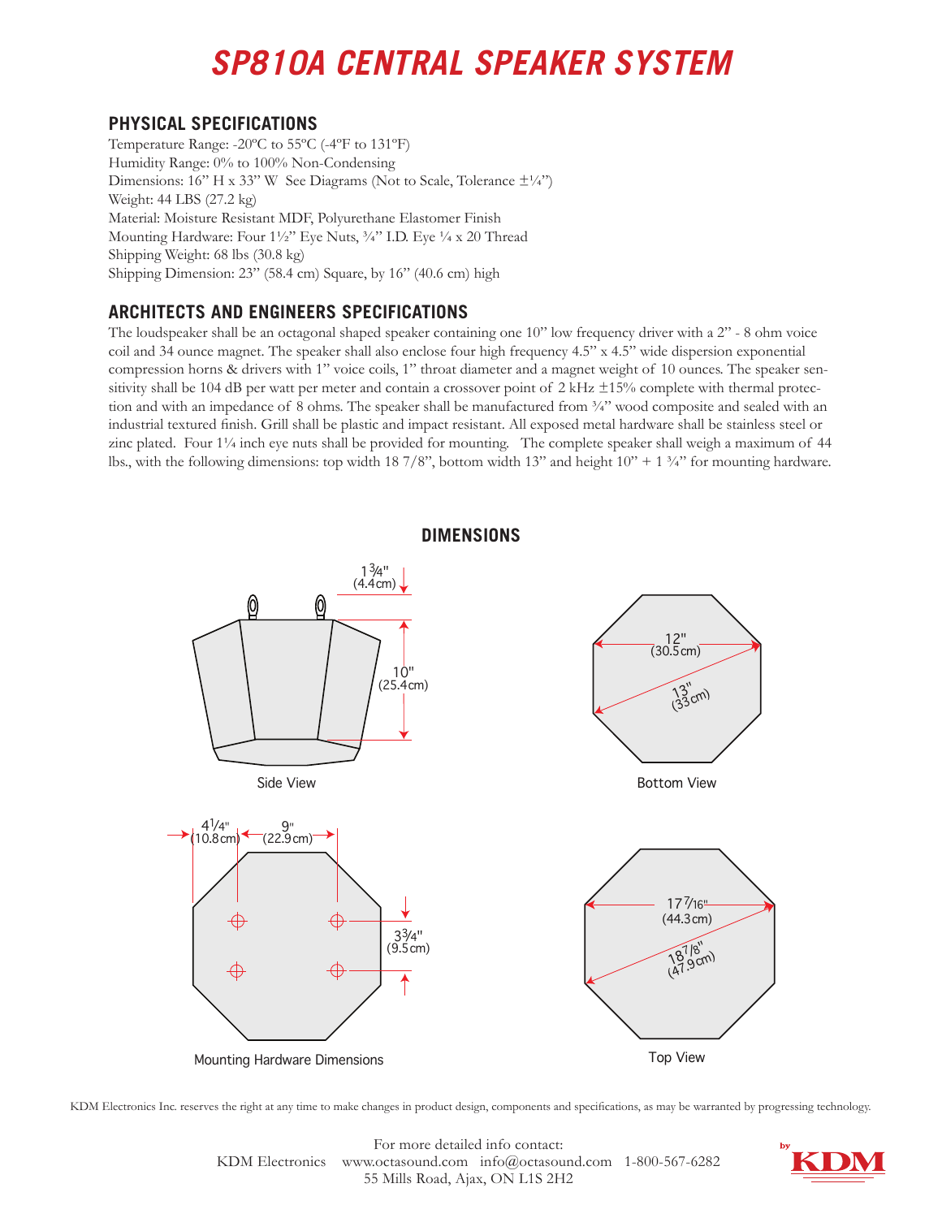# SP810A CENTRAL SPEAKER SYSTEM

## PHYSICAL SPECIFICATIONS

Temperature Range: -20ºC to 55ºC (-4ºF to 131ºF)
Humidity Range: 0% to 100% Non-Condensing
Dimensions: 16" H x 33" W See Diagrams (Not to Scale, Tolerance ±¼")
Weight: 44 LBS (27.2 kg)
Material: Moisture Resistant MDF, Polyurethane Elastomer Finish
Mounting Hardware: Four 1½" Eye Nuts, ¾" I.D. Eye ¼ x 20 Thread
Shipping Weight: 68 lbs (30.8 kg)
Shipping Dimension: 23" (58.4 cm) Square, by 16" (40.6 cm) high

## ARCHITECTS AND ENGINEERS SPECIFICATIONS

The loudspeaker shall be an octagonal shaped speaker containing one 10" low frequency driver with a 2" - 8 ohm voice coil and 34 ounce magnet. The speaker shall also enclose four high frequency 4.5" x 4.5" wide dispersion exponential compression horns & drivers with 1" voice coils, 1" throat diameter and a magnet weight of 10 ounces. The speaker sensitivity shall be 104 dB per watt per meter and contain a crossover point of 2 kHz ±15% complete with thermal protection and with an impedance of 8 ohms. The speaker shall be manufactured from ¾" wood composite and sealed with an industrial textured finish. Grill shall be plastic and impact resistant. All exposed metal hardware shall be stainless steel or zinc plated. Four 1¼ inch eye nuts shall be provided for mounting. The complete speaker shall weigh a maximum of 44 lbs., with the following dimensions: top width 18 7/8", bottom width 13" and height 10" + 1 ¾" for mounting hardware.

## DIMENSIONS

1¾" (4.4cm)
10" (25.4cm)

Side View

12" (30.5cm)
13" (33cm)

Bottom View

4¼" (10.8cm)
9" (22.9cm)
3¾" (9.5cm)

Mounting Hardware Dimensions

17 7/16" (44.3cm)
18 7/8" (47.9cm)

Top View

KDM Electronics Inc. reserves the right at any time to make changes in product design, components and specifications, as may be warranted by progressing technology.

For more detailed info contact:
KDM Electronics www.octasound.com info@octasound.com 1-800-567-6282
55 Mills Road, Ajax, ON L1S 2H2

by KDM